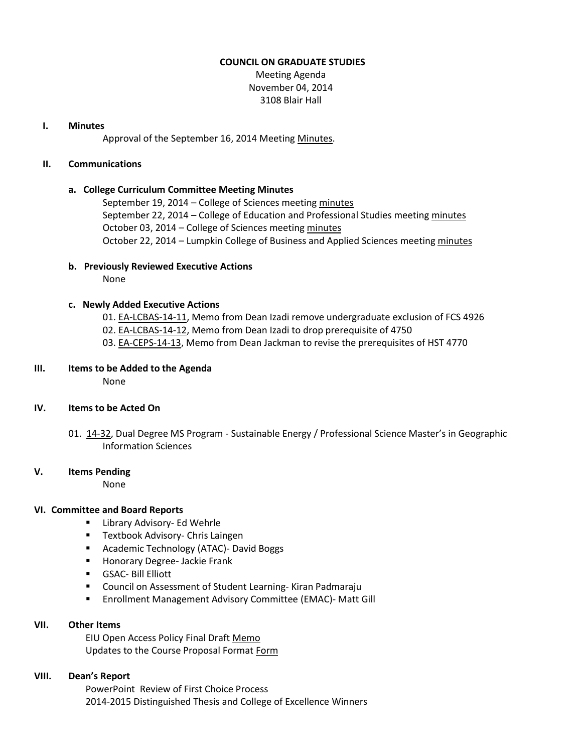# COUNCIL ON GRADUATE STUDIES

Meeting Agenda
November 04, 2014
3108 Blair Hall

## I. Minutes

Approval of the September 16, 2014 Meeting Minutes.

## II. Communications

### a. College Curriculum Committee Meeting Minutes

September 19, 2014 – College of Sciences meeting minutes
September 22, 2014 – College of Education and Professional Studies meeting minutes
October 03, 2014 – College of Sciences meeting minutes
October 22, 2014 – Lumpkin College of Business and Applied Sciences meeting minutes

### b. Previously Reviewed Executive Actions

None

### c. Newly Added Executive Actions

01. EA-LCBAS-14-11, Memo from Dean Izadi remove undergraduate exclusion of FCS 4926
02. EA-LCBAS-14-12, Memo from Dean Izadi to drop prerequisite of 4750
03. EA-CEPS-14-13, Memo from Dean Jackman to revise the prerequisites of HST 4770

## III. Items to be Added to the Agenda

None

## IV. Items to be Acted On

01. 14-32, Dual Degree MS Program - Sustainable Energy / Professional Science Master's in Geographic Information Sciences

## V. Items Pending

None

## VI. Committee and Board Reports

- Library Advisory- Ed Wehrle
- Textbook Advisory- Chris Laingen
- Academic Technology (ATAC)- David Boggs
- Honorary Degree- Jackie Frank
- GSAC- Bill Elliott
- Council on Assessment of Student Learning- Kiran Padmaraju
- Enrollment Management Advisory Committee (EMAC)- Matt Gill

## VII. Other Items

EIU Open Access Policy Final Draft Memo
Updates to the Course Proposal Format Form

## VIII. Dean's Report

PowerPoint Review of First Choice Process
2014-2015 Distinguished Thesis and College of Excellence Winners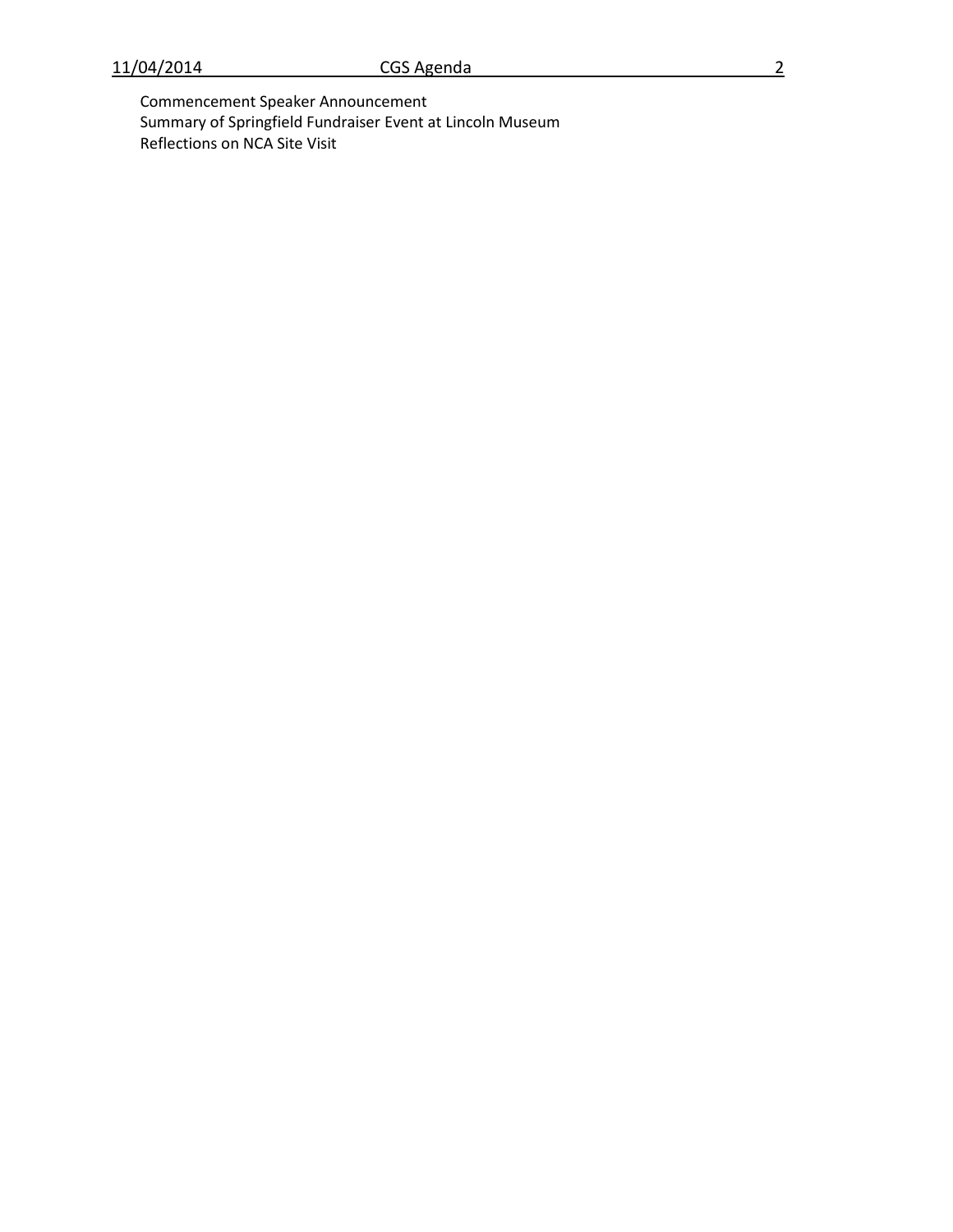Commencement Speaker Announcement
Summary of Springfield Fundraiser Event at Lincoln Museum
Reflections on NCA Site Visit